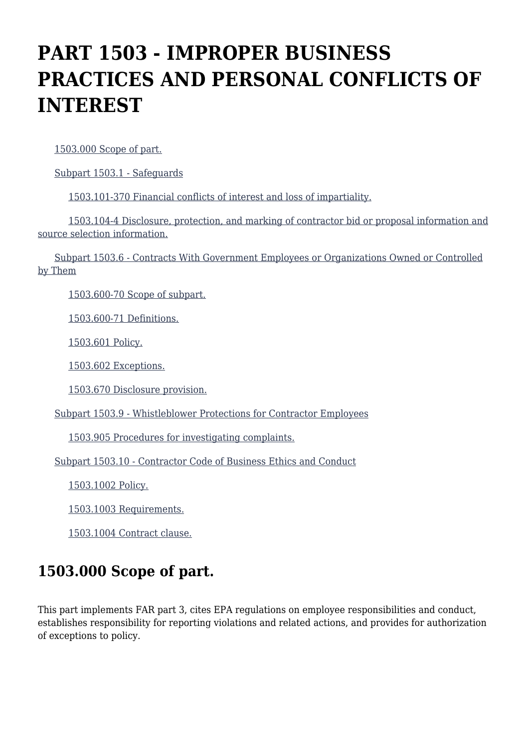# PART 1503 - IMPROPER BUSINESS PRACTICES AND PERSONAL CONFLICTS OF INTEREST

- 1503.000 Scope of part.
- Subpart 1503.1 - Safeguards
  - 1503.101-370 Financial conflicts of interest and loss of impartiality.
  - 1503.104-4 Disclosure, protection, and marking of contractor bid or proposal information and source selection information.
- Subpart 1503.6 - Contracts With Government Employees or Organizations Owned or Controlled by Them
  - 1503.600-70 Scope of subpart.
  - 1503.600-71 Definitions.
  - 1503.601 Policy.
  - 1503.602 Exceptions.
  - 1503.670 Disclosure provision.
- Subpart 1503.9 - Whistleblower Protections for Contractor Employees
  - 1503.905 Procedures for investigating complaints.
- Subpart 1503.10 - Contractor Code of Business Ethics and Conduct
  - 1503.1002 Policy.
  - 1503.1003 Requirements.
  - 1503.1004 Contract clause.

## 1503.000 Scope of part.

This part implements FAR part 3, cites EPA regulations on employee responsibilities and conduct, establishes responsibility for reporting violations and related actions, and provides for authorization of exceptions to policy.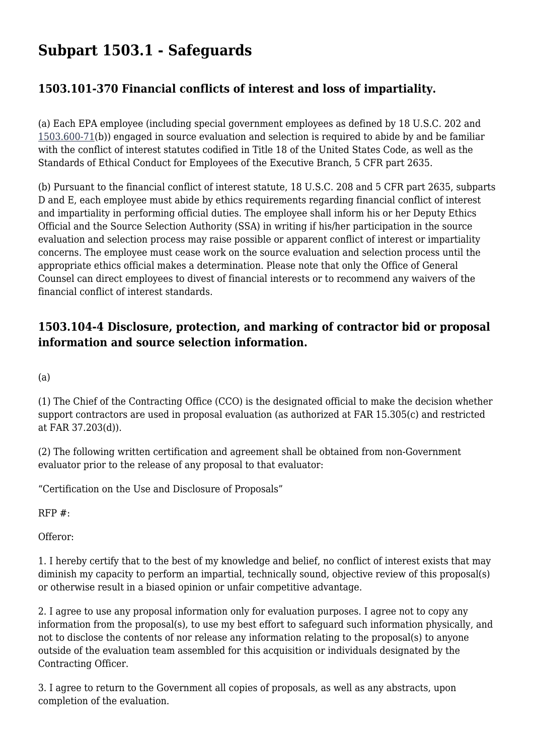# Subpart 1503.1 - Safeguards

## 1503.101-370 Financial conflicts of interest and loss of impartiality.

(a) Each EPA employee (including special government employees as defined by 18 U.S.C. 202 and 1503.600-71(b)) engaged in source evaluation and selection is required to abide by and be familiar with the conflict of interest statutes codified in Title 18 of the United States Code, as well as the Standards of Ethical Conduct for Employees of the Executive Branch, 5 CFR part 2635.

(b) Pursuant to the financial conflict of interest statute, 18 U.S.C. 208 and 5 CFR part 2635, subparts D and E, each employee must abide by ethics requirements regarding financial conflict of interest and impartiality in performing official duties. The employee shall inform his or her Deputy Ethics Official and the Source Selection Authority (SSA) in writing if his/her participation in the source evaluation and selection process may raise possible or apparent conflict of interest or impartiality concerns. The employee must cease work on the source evaluation and selection process until the appropriate ethics official makes a determination. Please note that only the Office of General Counsel can direct employees to divest of financial interests or to recommend any waivers of the financial conflict of interest standards.

## 1503.104-4 Disclosure, protection, and marking of contractor bid or proposal information and source selection information.

(a)

(1) The Chief of the Contracting Office (CCO) is the designated official to make the decision whether support contractors are used in proposal evaluation (as authorized at FAR 15.305(c) and restricted at FAR 37.203(d)).

(2) The following written certification and agreement shall be obtained from non-Government evaluator prior to the release of any proposal to that evaluator:

"Certification on the Use and Disclosure of Proposals"

RFP #:

Offeror:

1. I hereby certify that to the best of my knowledge and belief, no conflict of interest exists that may diminish my capacity to perform an impartial, technically sound, objective review of this proposal(s) or otherwise result in a biased opinion or unfair competitive advantage.

2. I agree to use any proposal information only for evaluation purposes. I agree not to copy any information from the proposal(s), to use my best effort to safeguard such information physically, and not to disclose the contents of nor release any information relating to the proposal(s) to anyone outside of the evaluation team assembled for this acquisition or individuals designated by the Contracting Officer.

3. I agree to return to the Government all copies of proposals, as well as any abstracts, upon completion of the evaluation.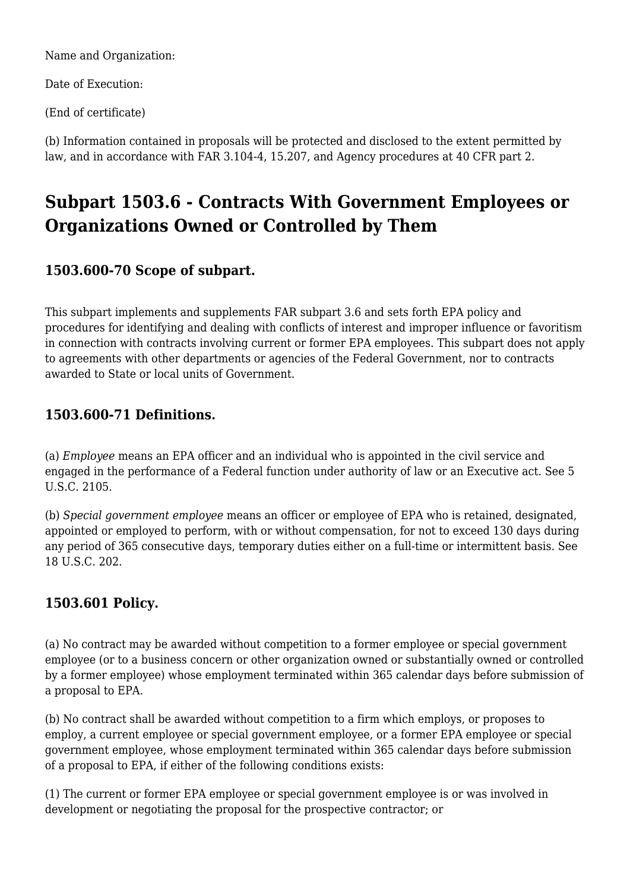Name and Organization:

Date of Execution:

(End of certificate)

(b) Information contained in proposals will be protected and disclosed to the extent permitted by law, and in accordance with FAR 3.104-4, 15.207, and Agency procedures at 40 CFR part 2.

## Subpart 1503.6 - Contracts With Government Employees or Organizations Owned or Controlled by Them

### 1503.600-70 Scope of subpart.

This subpart implements and supplements FAR subpart 3.6 and sets forth EPA policy and procedures for identifying and dealing with conflicts of interest and improper influence or favoritism in connection with contracts involving current or former EPA employees. This subpart does not apply to agreements with other departments or agencies of the Federal Government, nor to contracts awarded to State or local units of Government.

### 1503.600-71 Definitions.

(a) *Employee* means an EPA officer and an individual who is appointed in the civil service and engaged in the performance of a Federal function under authority of law or an Executive act. See 5 U.S.C. 2105.

(b) *Special government employee* means an officer or employee of EPA who is retained, designated, appointed or employed to perform, with or without compensation, for not to exceed 130 days during any period of 365 consecutive days, temporary duties either on a full-time or intermittent basis. See 18 U.S.C. 202.

### 1503.601 Policy.

(a) No contract may be awarded without competition to a former employee or special government employee (or to a business concern or other organization owned or substantially owned or controlled by a former employee) whose employment terminated within 365 calendar days before submission of a proposal to EPA.

(b) No contract shall be awarded without competition to a firm which employs, or proposes to employ, a current employee or special government employee, or a former EPA employee or special government employee, whose employment terminated within 365 calendar days before submission of a proposal to EPA, if either of the following conditions exists:

(1) The current or former EPA employee or special government employee is or was involved in development or negotiating the proposal for the prospective contractor; or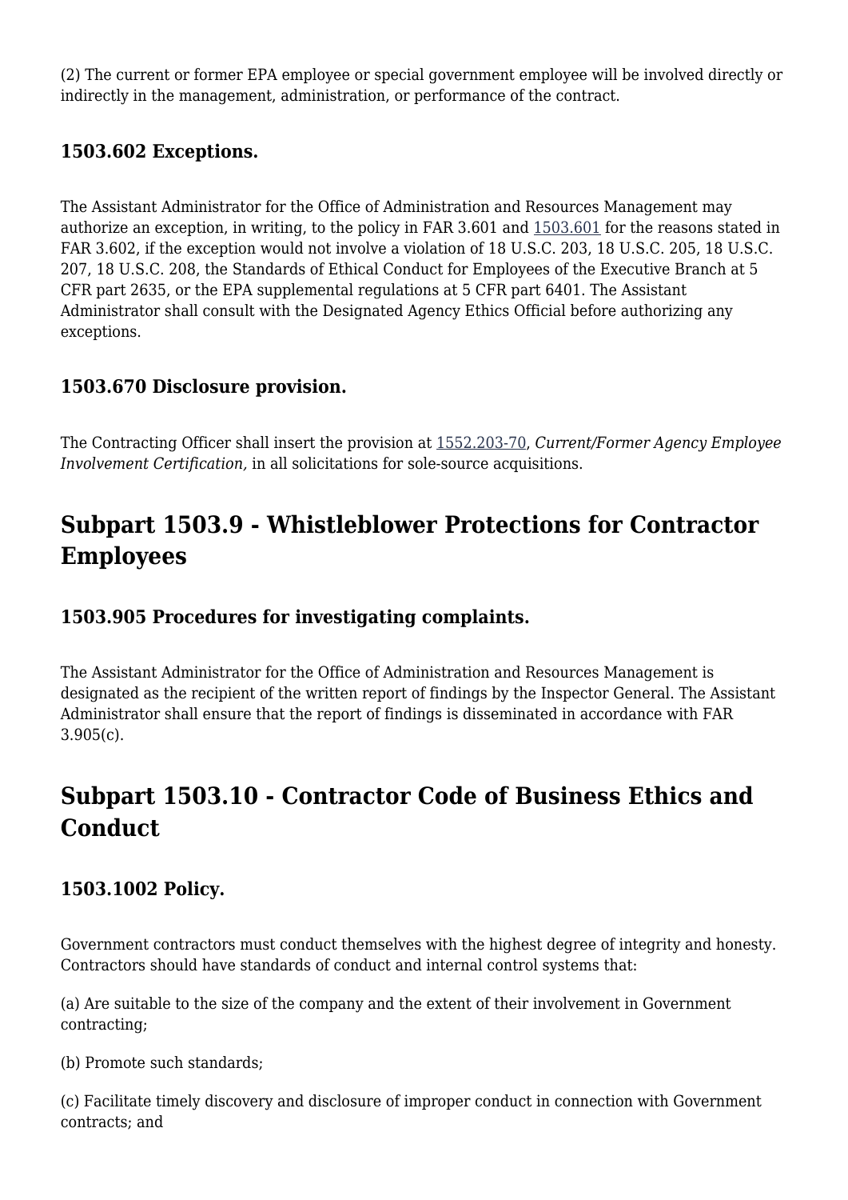(2) The current or former EPA employee or special government employee will be involved directly or indirectly in the management, administration, or performance of the contract.

### 1503.602 Exceptions.

The Assistant Administrator for the Office of Administration and Resources Management may authorize an exception, in writing, to the policy in FAR 3.601 and 1503.601 for the reasons stated in FAR 3.602, if the exception would not involve a violation of 18 U.S.C. 203, 18 U.S.C. 205, 18 U.S.C. 207, 18 U.S.C. 208, the Standards of Ethical Conduct for Employees of the Executive Branch at 5 CFR part 2635, or the EPA supplemental regulations at 5 CFR part 6401. The Assistant Administrator shall consult with the Designated Agency Ethics Official before authorizing any exceptions.

### 1503.670 Disclosure provision.

The Contracting Officer shall insert the provision at 1552.203-70, *Current/Former Agency Employee Involvement Certification,* in all solicitations for sole-source acquisitions.

## Subpart 1503.9 - Whistleblower Protections for Contractor Employees

### 1503.905 Procedures for investigating complaints.

The Assistant Administrator for the Office of Administration and Resources Management is designated as the recipient of the written report of findings by the Inspector General. The Assistant Administrator shall ensure that the report of findings is disseminated in accordance with FAR 3.905(c).

## Subpart 1503.10 - Contractor Code of Business Ethics and Conduct

### 1503.1002 Policy.

Government contractors must conduct themselves with the highest degree of integrity and honesty. Contractors should have standards of conduct and internal control systems that:

(a) Are suitable to the size of the company and the extent of their involvement in Government contracting;

(b) Promote such standards;

(c) Facilitate timely discovery and disclosure of improper conduct in connection with Government contracts; and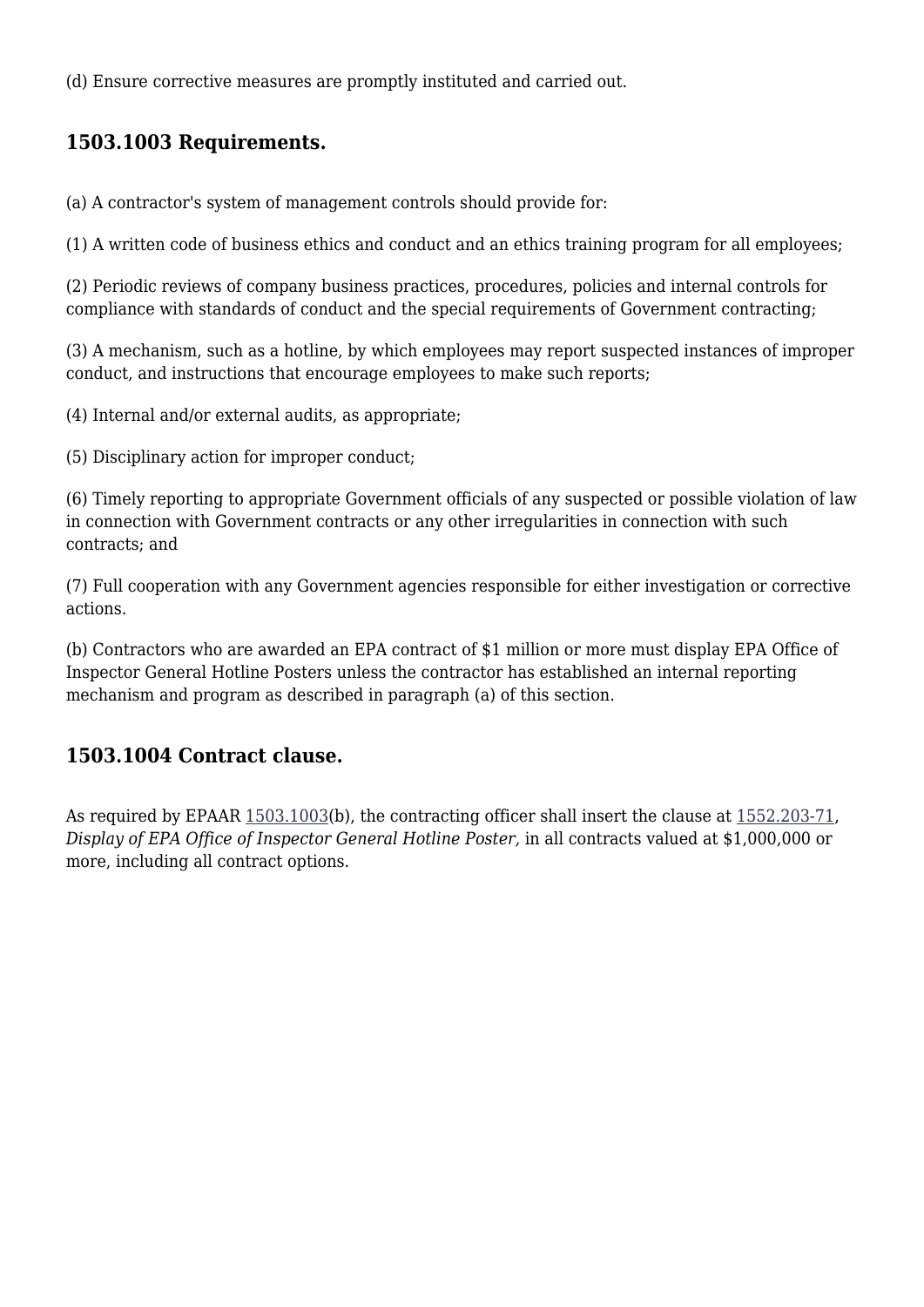(d) Ensure corrective measures are promptly instituted and carried out.

### 1503.1003 Requirements.

(a) A contractor's system of management controls should provide for:

(1) A written code of business ethics and conduct and an ethics training program for all employees;

(2) Periodic reviews of company business practices, procedures, policies and internal controls for compliance with standards of conduct and the special requirements of Government contracting;

(3) A mechanism, such as a hotline, by which employees may report suspected instances of improper conduct, and instructions that encourage employees to make such reports;

(4) Internal and/or external audits, as appropriate;

(5) Disciplinary action for improper conduct;

(6) Timely reporting to appropriate Government officials of any suspected or possible violation of law in connection with Government contracts or any other irregularities in connection with such contracts; and

(7) Full cooperation with any Government agencies responsible for either investigation or corrective actions.

(b) Contractors who are awarded an EPA contract of $1 million or more must display EPA Office of Inspector General Hotline Posters unless the contractor has established an internal reporting mechanism and program as described in paragraph (a) of this section.

### 1503.1004 Contract clause.

As required by EPAAR 1503.1003(b), the contracting officer shall insert the clause at 1552.203-71, *Display of EPA Office of Inspector General Hotline Poster,* in all contracts valued at $1,000,000 or more, including all contract options.